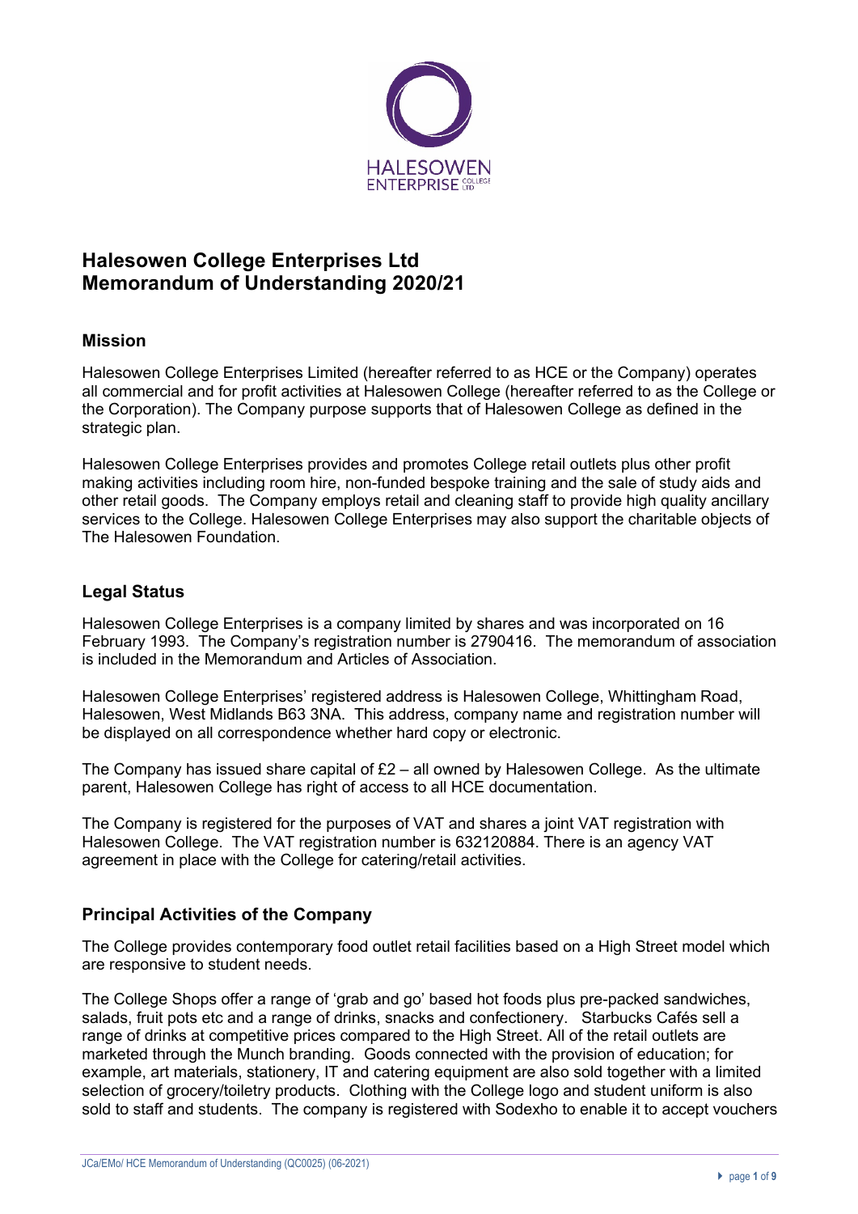# Halesowen College Enterprises Ltd
# Memorandum of Understanding 2020/21

## Mission

Halesowen College Enterprises Limited (hereafter referred to as HCE or the Company) operates all commercial and for profit activities at Halesowen College (hereafter referred to as the College or the Corporation). The Company purpose supports that of Halesowen College as defined in the strategic plan.

Halesowen College Enterprises provides and promotes College retail outlets plus other profit making activities including room hire, non-funded bespoke training and the sale of study aids and other retail goods. The Company employs retail and cleaning staff to provide high quality ancillary services to the College. Halesowen College Enterprises may also support the charitable objects of The Halesowen Foundation.

## Legal Status

Halesowen College Enterprises is a company limited by shares and was incorporated on 16 February 1993. The Company's registration number is 2790416. The memorandum of association is included in the Memorandum and Articles of Association.

Halesowen College Enterprises' registered address is Halesowen College, Whittingham Road, Halesowen, West Midlands B63 3NA. This address, company name and registration number will be displayed on all correspondence whether hard copy or electronic.

The Company has issued share capital of £2 – all owned by Halesowen College. As the ultimate parent, Halesowen College has right of access to all HCE documentation.

The Company is registered for the purposes of VAT and shares a joint VAT registration with Halesowen College. The VAT registration number is 632120884. There is an agency VAT agreement in place with the College for catering/retail activities.

## Principal Activities of the Company

The College provides contemporary food outlet retail facilities based on a High Street model which are responsive to student needs.

The College Shops offer a range of 'grab and go' based hot foods plus pre-packed sandwiches, salads, fruit pots etc and a range of drinks, snacks and confectionery. Starbucks Cafés sell a range of drinks at competitive prices compared to the High Street. All of the retail outlets are marketed through the Munch branding. Goods connected with the provision of education; for example, art materials, stationery, IT and catering equipment are also sold together with a limited selection of grocery/toiletry products. Clothing with the College logo and student uniform is also sold to staff and students. The company is registered with Sodexho to enable it to accept vouchers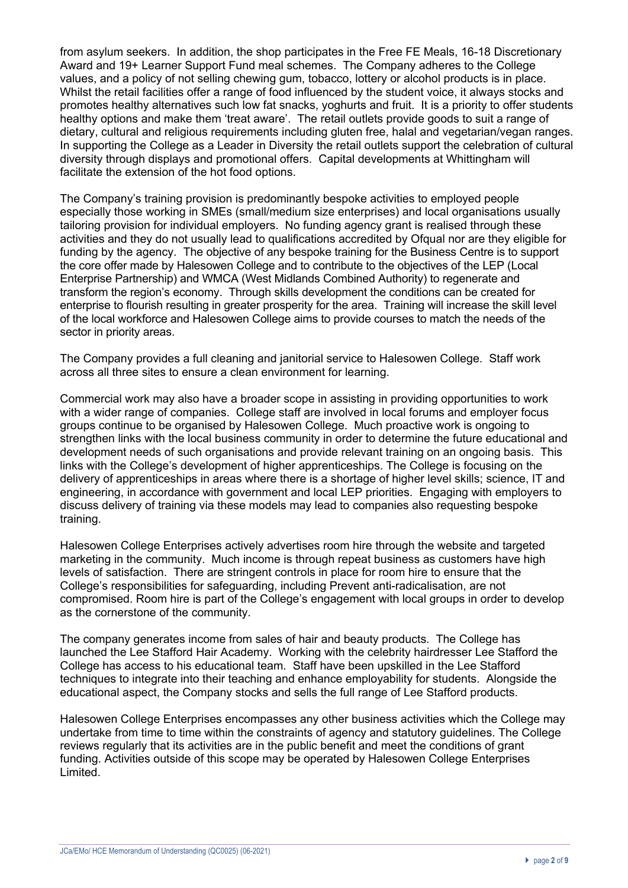from asylum seekers. In addition, the shop participates in the Free FE Meals, 16-18 Discretionary Award and 19+ Learner Support Fund meal schemes. The Company adheres to the College values, and a policy of not selling chewing gum, tobacco, lottery or alcohol products is in place. Whilst the retail facilities offer a range of food influenced by the student voice, it always stocks and promotes healthy alternatives such low fat snacks, yoghurts and fruit. It is a priority to offer students healthy options and make them 'treat aware'. The retail outlets provide goods to suit a range of dietary, cultural and religious requirements including gluten free, halal and vegetarian/vegan ranges. In supporting the College as a Leader in Diversity the retail outlets support the celebration of cultural diversity through displays and promotional offers. Capital developments at Whittingham will facilitate the extension of the hot food options.

The Company's training provision is predominantly bespoke activities to employed people especially those working in SMEs (small/medium size enterprises) and local organisations usually tailoring provision for individual employers. No funding agency grant is realised through these activities and they do not usually lead to qualifications accredited by Ofqual nor are they eligible for funding by the agency. The objective of any bespoke training for the Business Centre is to support the core offer made by Halesowen College and to contribute to the objectives of the LEP (Local Enterprise Partnership) and WMCA (West Midlands Combined Authority) to regenerate and transform the region's economy. Through skills development the conditions can be created for enterprise to flourish resulting in greater prosperity for the area. Training will increase the skill level of the local workforce and Halesowen College aims to provide courses to match the needs of the sector in priority areas.

The Company provides a full cleaning and janitorial service to Halesowen College. Staff work across all three sites to ensure a clean environment for learning.

Commercial work may also have a broader scope in assisting in providing opportunities to work with a wider range of companies. College staff are involved in local forums and employer focus groups continue to be organised by Halesowen College. Much proactive work is ongoing to strengthen links with the local business community in order to determine the future educational and development needs of such organisations and provide relevant training on an ongoing basis. This links with the College's development of higher apprenticeships. The College is focusing on the delivery of apprenticeships in areas where there is a shortage of higher level skills; science, IT and engineering, in accordance with government and local LEP priorities. Engaging with employers to discuss delivery of training via these models may lead to companies also requesting bespoke training.

Halesowen College Enterprises actively advertises room hire through the website and targeted marketing in the community. Much income is through repeat business as customers have high levels of satisfaction. There are stringent controls in place for room hire to ensure that the College's responsibilities for safeguarding, including Prevent anti-radicalisation, are not compromised. Room hire is part of the College's engagement with local groups in order to develop as the cornerstone of the community.

The company generates income from sales of hair and beauty products. The College has launched the Lee Stafford Hair Academy. Working with the celebrity hairdresser Lee Stafford the College has access to his educational team. Staff have been upskilled in the Lee Stafford techniques to integrate into their teaching and enhance employability for students. Alongside the educational aspect, the Company stocks and sells the full range of Lee Stafford products.

Halesowen College Enterprises encompasses any other business activities which the College may undertake from time to time within the constraints of agency and statutory guidelines. The College reviews regularly that its activities are in the public benefit and meet the conditions of grant funding. Activities outside of this scope may be operated by Halesowen College Enterprises Limited.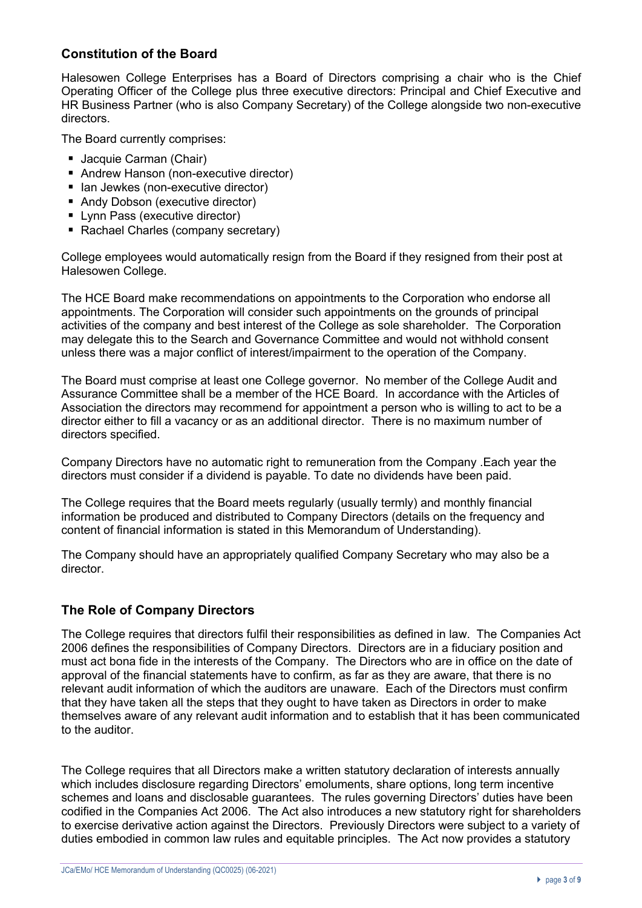## Constitution of the Board

Halesowen College Enterprises has a Board of Directors comprising a chair who is the Chief Operating Officer of the College plus three executive directors: Principal and Chief Executive and HR Business Partner (who is also Company Secretary) of the College alongside two non-executive directors.

The Board currently comprises:

- Jacquie Carman (Chair)
- Andrew Hanson (non-executive director)
- Ian Jewkes (non-executive director)
- Andy Dobson (executive director)
- Lynn Pass (executive director)
- Rachael Charles (company secretary)

College employees would automatically resign from the Board if they resigned from their post at Halesowen College.

The HCE Board make recommendations on appointments to the Corporation who endorse all appointments. The Corporation will consider such appointments on the grounds of principal activities of the company and best interest of the College as sole shareholder. The Corporation may delegate this to the Search and Governance Committee and would not withhold consent unless there was a major conflict of interest/impairment to the operation of the Company.

The Board must comprise at least one College governor. No member of the College Audit and Assurance Committee shall be a member of the HCE Board. In accordance with the Articles of Association the directors may recommend for appointment a person who is willing to act to be a director either to fill a vacancy or as an additional director. There is no maximum number of directors specified.

Company Directors have no automatic right to remuneration from the Company .Each year the directors must consider if a dividend is payable. To date no dividends have been paid.

The College requires that the Board meets regularly (usually termly) and monthly financial information be produced and distributed to Company Directors (details on the frequency and content of financial information is stated in this Memorandum of Understanding).

The Company should have an appropriately qualified Company Secretary who may also be a director.

## The Role of Company Directors

The College requires that directors fulfil their responsibilities as defined in law. The Companies Act 2006 defines the responsibilities of Company Directors. Directors are in a fiduciary position and must act bona fide in the interests of the Company. The Directors who are in office on the date of approval of the financial statements have to confirm, as far as they are aware, that there is no relevant audit information of which the auditors are unaware. Each of the Directors must confirm that they have taken all the steps that they ought to have taken as Directors in order to make themselves aware of any relevant audit information and to establish that it has been communicated to the auditor.

The College requires that all Directors make a written statutory declaration of interests annually which includes disclosure regarding Directors' emoluments, share options, long term incentive schemes and loans and disclosable guarantees. The rules governing Directors' duties have been codified in the Companies Act 2006. The Act also introduces a new statutory right for shareholders to exercise derivative action against the Directors. Previously Directors were subject to a variety of duties embodied in common law rules and equitable principles. The Act now provides a statutory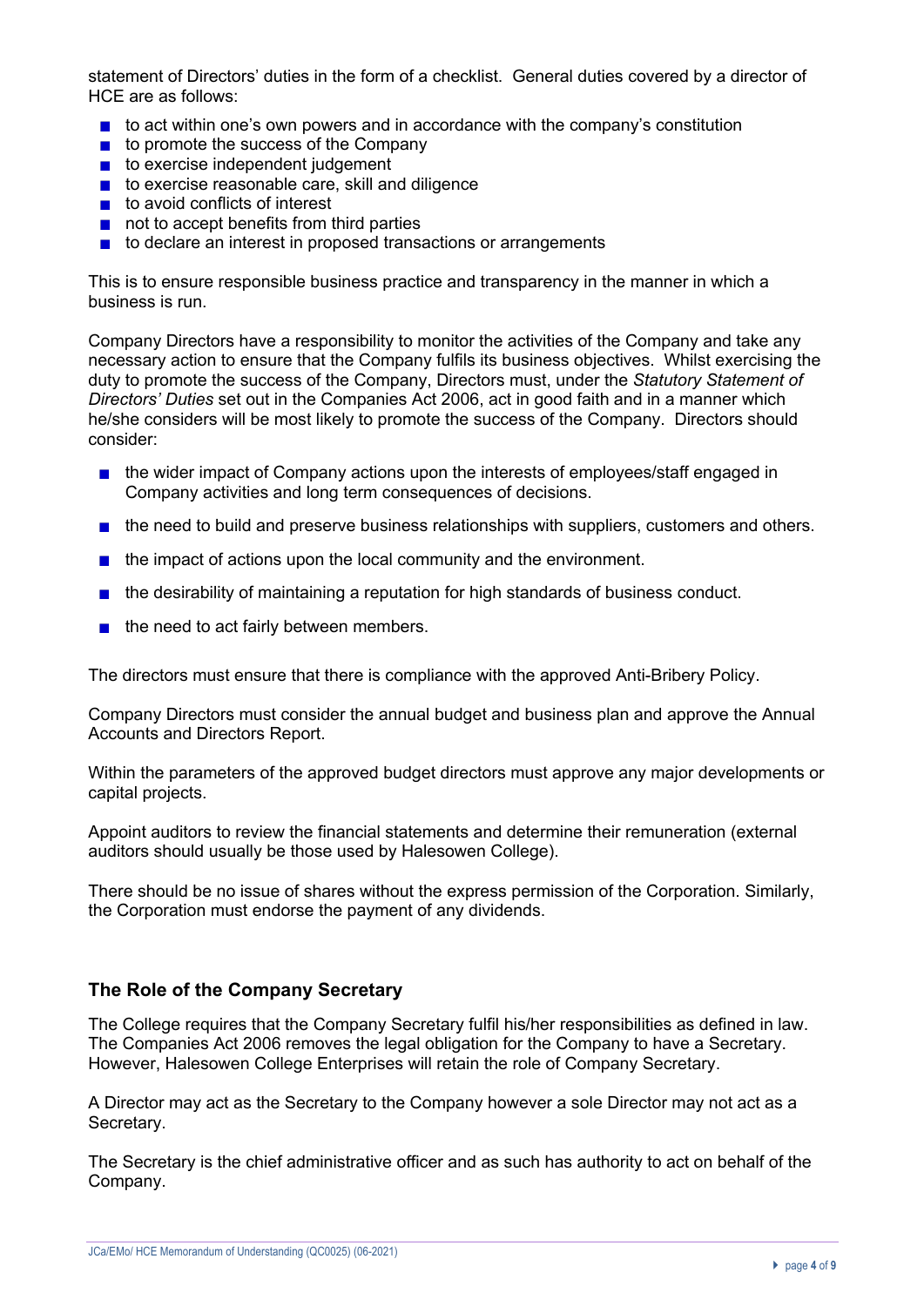statement of Directors' duties in the form of a checklist. General duties covered by a director of HCE are as follows:

- to act within one's own powers and in accordance with the company's constitution
- to promote the success of the Company
- to exercise independent judgement
- to exercise reasonable care, skill and diligence
- to avoid conflicts of interest
- not to accept benefits from third parties
- to declare an interest in proposed transactions or arrangements

This is to ensure responsible business practice and transparency in the manner in which a business is run.

Company Directors have a responsibility to monitor the activities of the Company and take any necessary action to ensure that the Company fulfils its business objectives. Whilst exercising the duty to promote the success of the Company, Directors must, under the *Statutory Statement of Directors' Duties* set out in the Companies Act 2006, act in good faith and in a manner which he/she considers will be most likely to promote the success of the Company. Directors should consider:

- the wider impact of Company actions upon the interests of employees/staff engaged in Company activities and long term consequences of decisions.
- the need to build and preserve business relationships with suppliers, customers and others.
- the impact of actions upon the local community and the environment.
- the desirability of maintaining a reputation for high standards of business conduct.
- the need to act fairly between members.

The directors must ensure that there is compliance with the approved Anti-Bribery Policy.

Company Directors must consider the annual budget and business plan and approve the Annual Accounts and Directors Report.

Within the parameters of the approved budget directors must approve any major developments or capital projects.

Appoint auditors to review the financial statements and determine their remuneration (external auditors should usually be those used by Halesowen College).

There should be no issue of shares without the express permission of the Corporation. Similarly, the Corporation must endorse the payment of any dividends.

## The Role of the Company Secretary

The College requires that the Company Secretary fulfil his/her responsibilities as defined in law. The Companies Act 2006 removes the legal obligation for the Company to have a Secretary. However, Halesowen College Enterprises will retain the role of Company Secretary.

A Director may act as the Secretary to the Company however a sole Director may not act as a Secretary.

The Secretary is the chief administrative officer and as such has authority to act on behalf of the Company.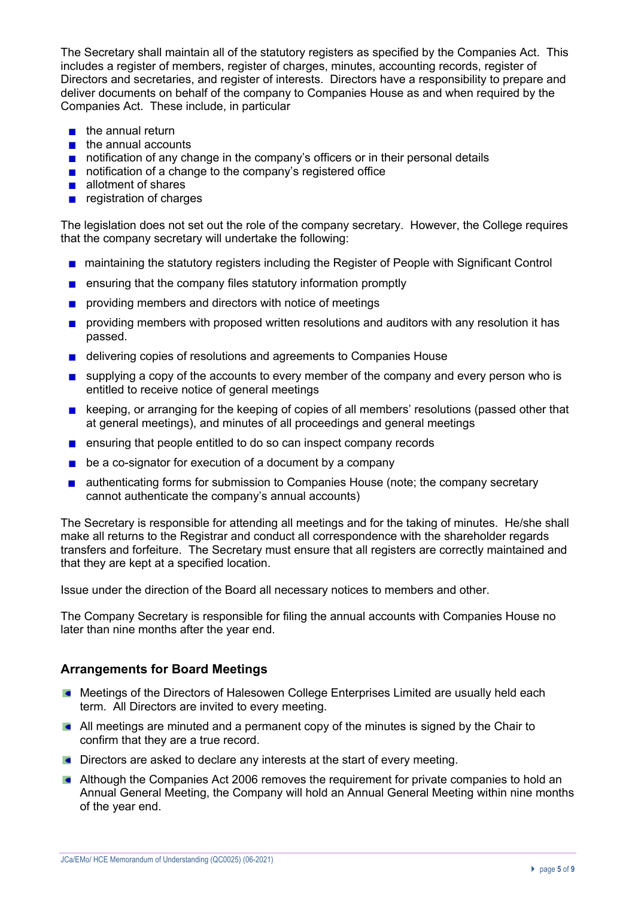The Secretary shall maintain all of the statutory registers as specified by the Companies Act. This includes a register of members, register of charges, minutes, accounting records, register of Directors and secretaries, and register of interests. Directors have a responsibility to prepare and deliver documents on behalf of the company to Companies House as and when required by the Companies Act. These include, in particular

- the annual return
- the annual accounts
- notification of any change in the company's officers or in their personal details
- notification of a change to the company's registered office
- allotment of shares
- registration of charges

The legislation does not set out the role of the company secretary. However, the College requires that the company secretary will undertake the following:

- maintaining the statutory registers including the Register of People with Significant Control
- ensuring that the company files statutory information promptly
- providing members and directors with notice of meetings
- providing members with proposed written resolutions and auditors with any resolution it has passed.
- delivering copies of resolutions and agreements to Companies House
- supplying a copy of the accounts to every member of the company and every person who is entitled to receive notice of general meetings
- keeping, or arranging for the keeping of copies of all members' resolutions (passed other that at general meetings), and minutes of all proceedings and general meetings
- ensuring that people entitled to do so can inspect company records
- be a co-signator for execution of a document by a company
- authenticating forms for submission to Companies House (note; the company secretary cannot authenticate the company's annual accounts)

The Secretary is responsible for attending all meetings and for the taking of minutes. He/she shall make all returns to the Registrar and conduct all correspondence with the shareholder regards transfers and forfeiture. The Secretary must ensure that all registers are correctly maintained and that they are kept at a specified location.

Issue under the direction of the Board all necessary notices to members and other.

The Company Secretary is responsible for filing the annual accounts with Companies House no later than nine months after the year end.

## Arrangements for Board Meetings

- Meetings of the Directors of Halesowen College Enterprises Limited are usually held each term. All Directors are invited to every meeting.
- All meetings are minuted and a permanent copy of the minutes is signed by the Chair to confirm that they are a true record.
- Directors are asked to declare any interests at the start of every meeting.
- Although the Companies Act 2006 removes the requirement for private companies to hold an Annual General Meeting, the Company will hold an Annual General Meeting within nine months of the year end.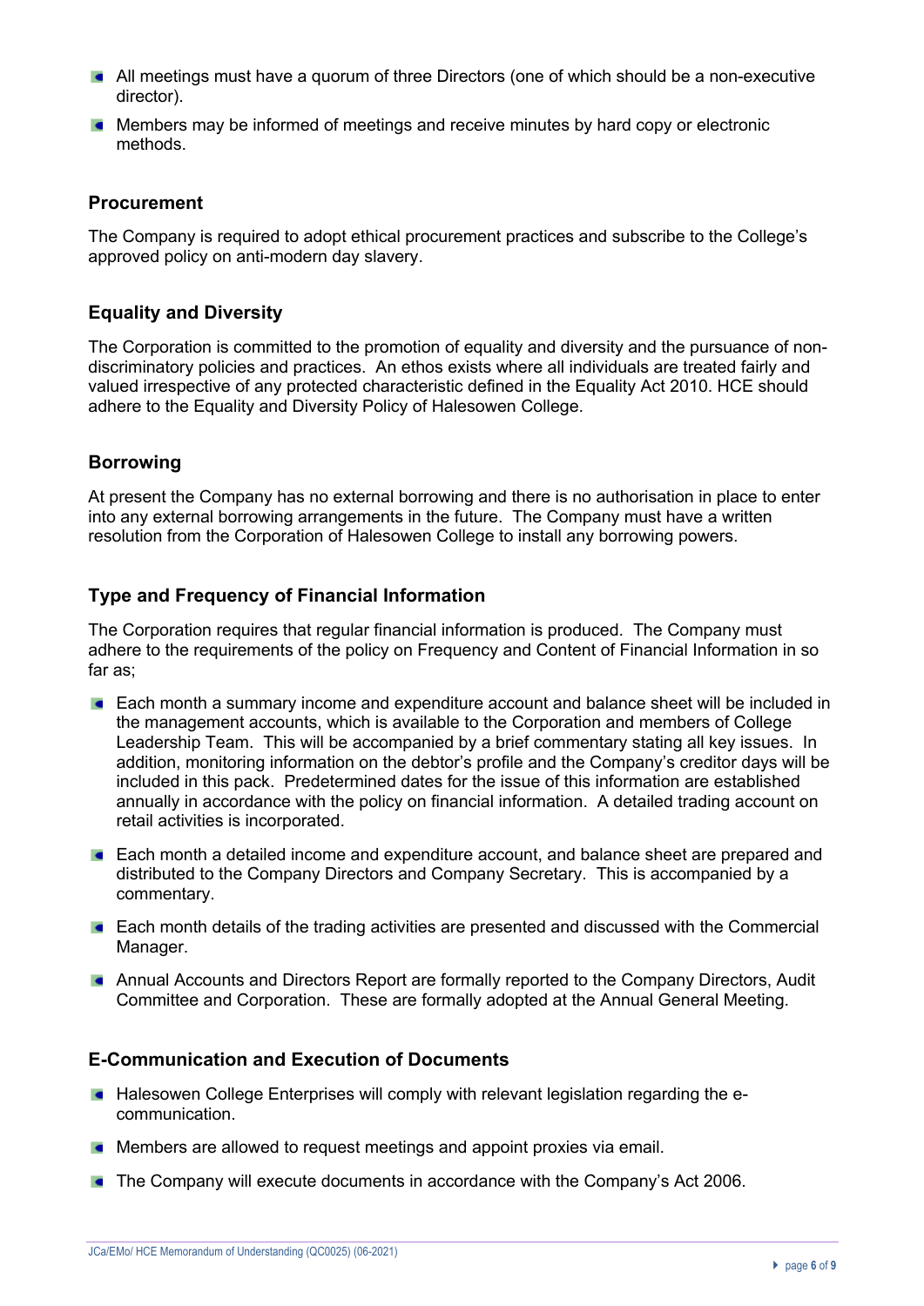- All meetings must have a quorum of three Directors (one of which should be a non-executive director).
- Members may be informed of meetings and receive minutes by hard copy or electronic methods.

## Procurement

The Company is required to adopt ethical procurement practices and subscribe to the College's approved policy on anti-modern day slavery.

## Equality and Diversity

The Corporation is committed to the promotion of equality and diversity and the pursuance of non-discriminatory policies and practices. An ethos exists where all individuals are treated fairly and valued irrespective of any protected characteristic defined in the Equality Act 2010. HCE should adhere to the Equality and Diversity Policy of Halesowen College.

## Borrowing

At present the Company has no external borrowing and there is no authorisation in place to enter into any external borrowing arrangements in the future. The Company must have a written resolution from the Corporation of Halesowen College to install any borrowing powers.

## Type and Frequency of Financial Information

The Corporation requires that regular financial information is produced. The Company must adhere to the requirements of the policy on Frequency and Content of Financial Information in so far as;

- Each month a summary income and expenditure account and balance sheet will be included in the management accounts, which is available to the Corporation and members of College Leadership Team. This will be accompanied by a brief commentary stating all key issues. In addition, monitoring information on the debtor's profile and the Company's creditor days will be included in this pack. Predetermined dates for the issue of this information are established annually in accordance with the policy on financial information. A detailed trading account on retail activities is incorporated.
- Each month a detailed income and expenditure account, and balance sheet are prepared and distributed to the Company Directors and Company Secretary. This is accompanied by a commentary.
- Each month details of the trading activities are presented and discussed with the Commercial Manager.
- Annual Accounts and Directors Report are formally reported to the Company Directors, Audit Committee and Corporation. These are formally adopted at the Annual General Meeting.

## E-Communication and Execution of Documents

- Halesowen College Enterprises will comply with relevant legislation regarding the e-communication.
- Members are allowed to request meetings and appoint proxies via email.
- The Company will execute documents in accordance with the Company's Act 2006.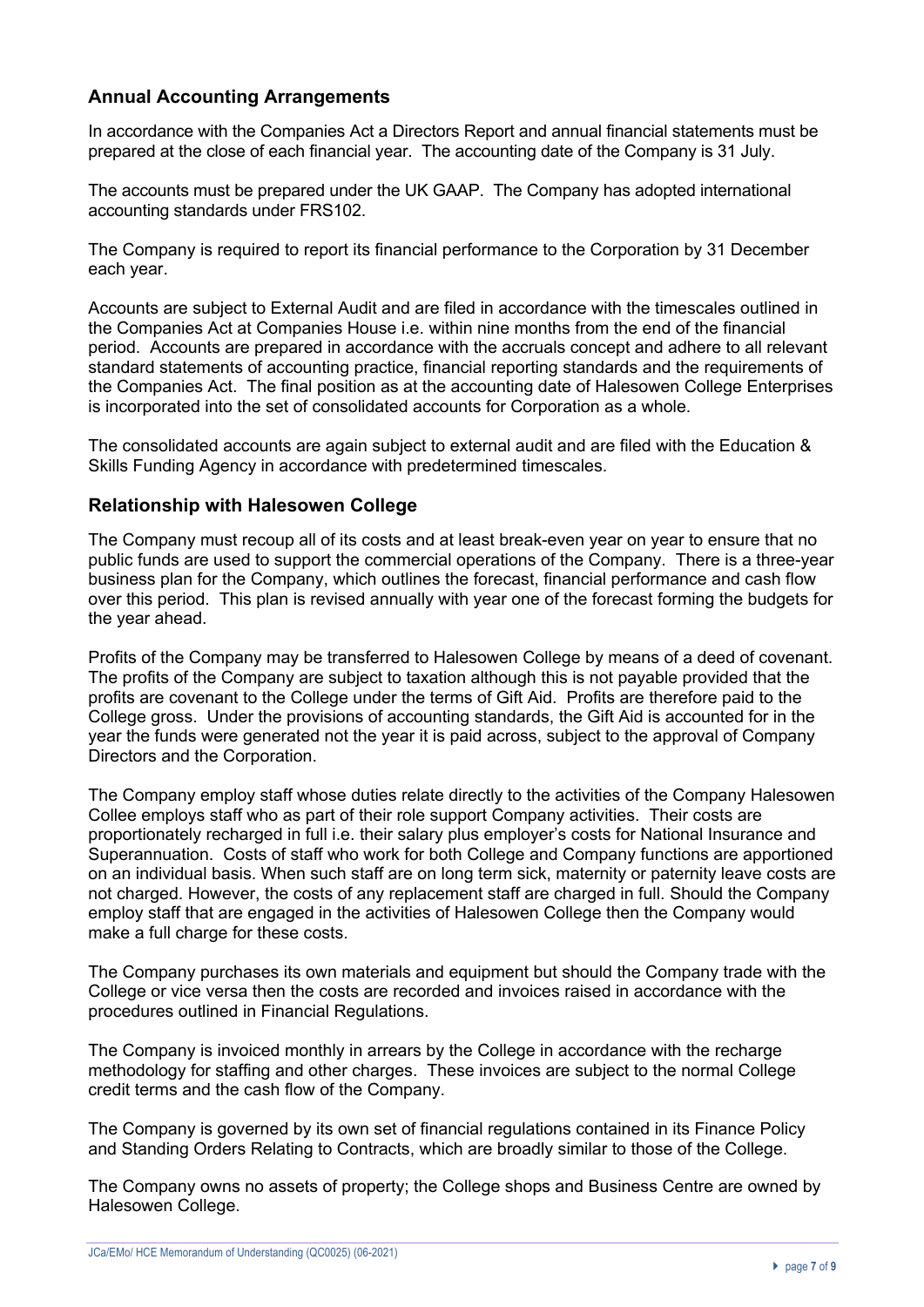## Annual Accounting Arrangements

In accordance with the Companies Act a Directors Report and annual financial statements must be prepared at the close of each financial year. The accounting date of the Company is 31 July.

The accounts must be prepared under the UK GAAP. The Company has adopted international accounting standards under FRS102.

The Company is required to report its financial performance to the Corporation by 31 December each year.

Accounts are subject to External Audit and are filed in accordance with the timescales outlined in the Companies Act at Companies House i.e. within nine months from the end of the financial period. Accounts are prepared in accordance with the accruals concept and adhere to all relevant standard statements of accounting practice, financial reporting standards and the requirements of the Companies Act. The final position as at the accounting date of Halesowen College Enterprises is incorporated into the set of consolidated accounts for Corporation as a whole.

The consolidated accounts are again subject to external audit and are filed with the Education & Skills Funding Agency in accordance with predetermined timescales.

## Relationship with Halesowen College

The Company must recoup all of its costs and at least break-even year on year to ensure that no public funds are used to support the commercial operations of the Company. There is a three-year business plan for the Company, which outlines the forecast, financial performance and cash flow over this period. This plan is revised annually with year one of the forecast forming the budgets for the year ahead.

Profits of the Company may be transferred to Halesowen College by means of a deed of covenant. The profits of the Company are subject to taxation although this is not payable provided that the profits are covenant to the College under the terms of Gift Aid. Profits are therefore paid to the College gross. Under the provisions of accounting standards, the Gift Aid is accounted for in the year the funds were generated not the year it is paid across, subject to the approval of Company Directors and the Corporation.

The Company employ staff whose duties relate directly to the activities of the Company Halesowen Collee employs staff who as part of their role support Company activities. Their costs are proportionately recharged in full i.e. their salary plus employer's costs for National Insurance and Superannuation. Costs of staff who work for both College and Company functions are apportioned on an individual basis. When such staff are on long term sick, maternity or paternity leave costs are not charged. However, the costs of any replacement staff are charged in full. Should the Company employ staff that are engaged in the activities of Halesowen College then the Company would make a full charge for these costs.

The Company purchases its own materials and equipment but should the Company trade with the College or vice versa then the costs are recorded and invoices raised in accordance with the procedures outlined in Financial Regulations.

The Company is invoiced monthly in arrears by the College in accordance with the recharge methodology for staffing and other charges. These invoices are subject to the normal College credit terms and the cash flow of the Company.

The Company is governed by its own set of financial regulations contained in its Finance Policy and Standing Orders Relating to Contracts, which are broadly similar to those of the College.

The Company owns no assets of property; the College shops and Business Centre are owned by Halesowen College.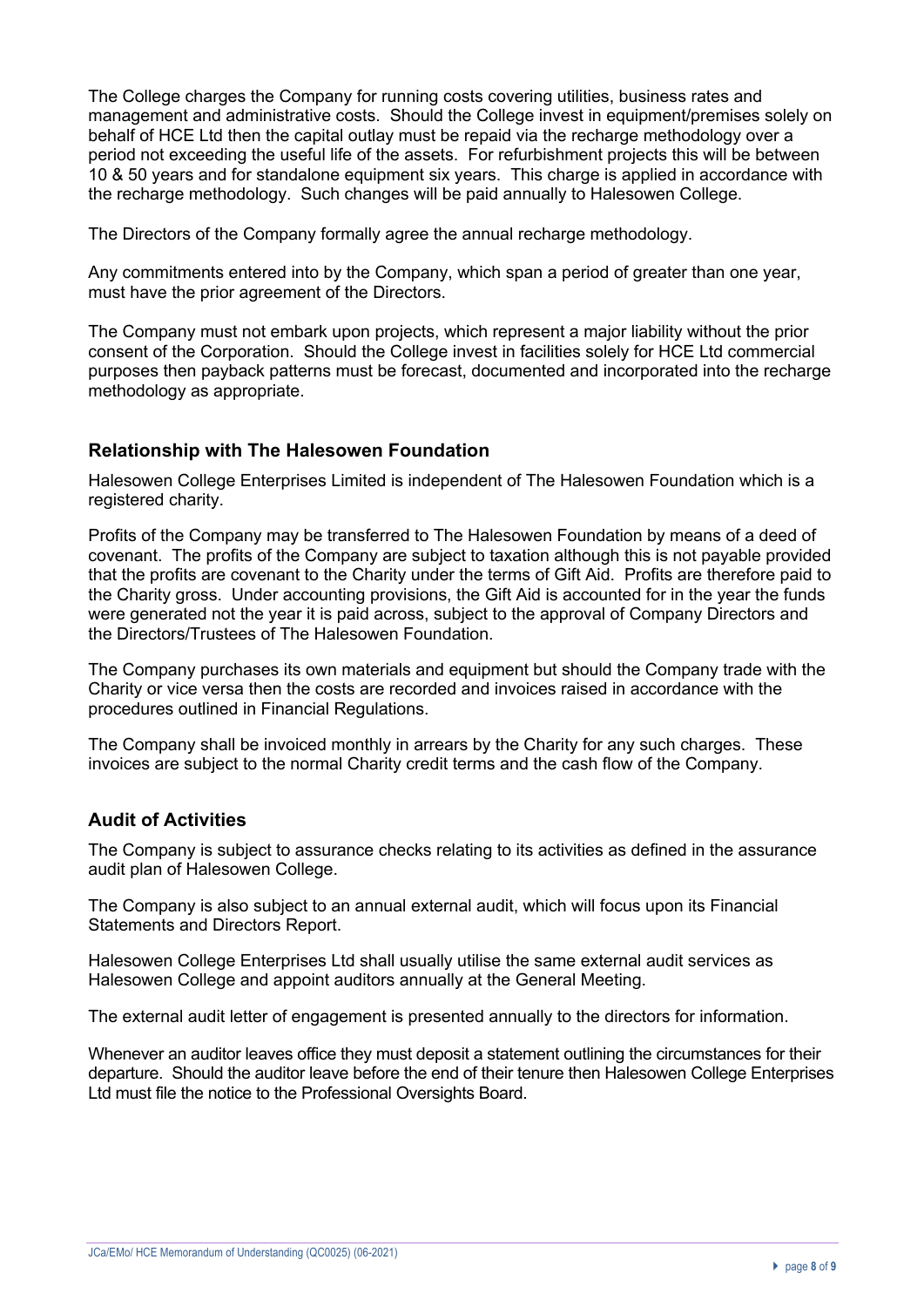The College charges the Company for running costs covering utilities, business rates and management and administrative costs. Should the College invest in equipment/premises solely on behalf of HCE Ltd then the capital outlay must be repaid via the recharge methodology over a period not exceeding the useful life of the assets. For refurbishment projects this will be between 10 & 50 years and for standalone equipment six years. This charge is applied in accordance with the recharge methodology. Such changes will be paid annually to Halesowen College.

The Directors of the Company formally agree the annual recharge methodology.

Any commitments entered into by the Company, which span a period of greater than one year, must have the prior agreement of the Directors.

The Company must not embark upon projects, which represent a major liability without the prior consent of the Corporation. Should the College invest in facilities solely for HCE Ltd commercial purposes then payback patterns must be forecast, documented and incorporated into the recharge methodology as appropriate.

## Relationship with The Halesowen Foundation

Halesowen College Enterprises Limited is independent of The Halesowen Foundation which is a registered charity.

Profits of the Company may be transferred to The Halesowen Foundation by means of a deed of covenant. The profits of the Company are subject to taxation although this is not payable provided that the profits are covenant to the Charity under the terms of Gift Aid. Profits are therefore paid to the Charity gross. Under accounting provisions, the Gift Aid is accounted for in the year the funds were generated not the year it is paid across, subject to the approval of Company Directors and the Directors/Trustees of The Halesowen Foundation.

The Company purchases its own materials and equipment but should the Company trade with the Charity or vice versa then the costs are recorded and invoices raised in accordance with the procedures outlined in Financial Regulations.

The Company shall be invoiced monthly in arrears by the Charity for any such charges. These invoices are subject to the normal Charity credit terms and the cash flow of the Company.

## Audit of Activities

The Company is subject to assurance checks relating to its activities as defined in the assurance audit plan of Halesowen College.

The Company is also subject to an annual external audit, which will focus upon its Financial Statements and Directors Report.

Halesowen College Enterprises Ltd shall usually utilise the same external audit services as Halesowen College and appoint auditors annually at the General Meeting.

The external audit letter of engagement is presented annually to the directors for information.

Whenever an auditor leaves office they must deposit a statement outlining the circumstances for their departure. Should the auditor leave before the end of their tenure then Halesowen College Enterprises Ltd must file the notice to the Professional Oversights Board.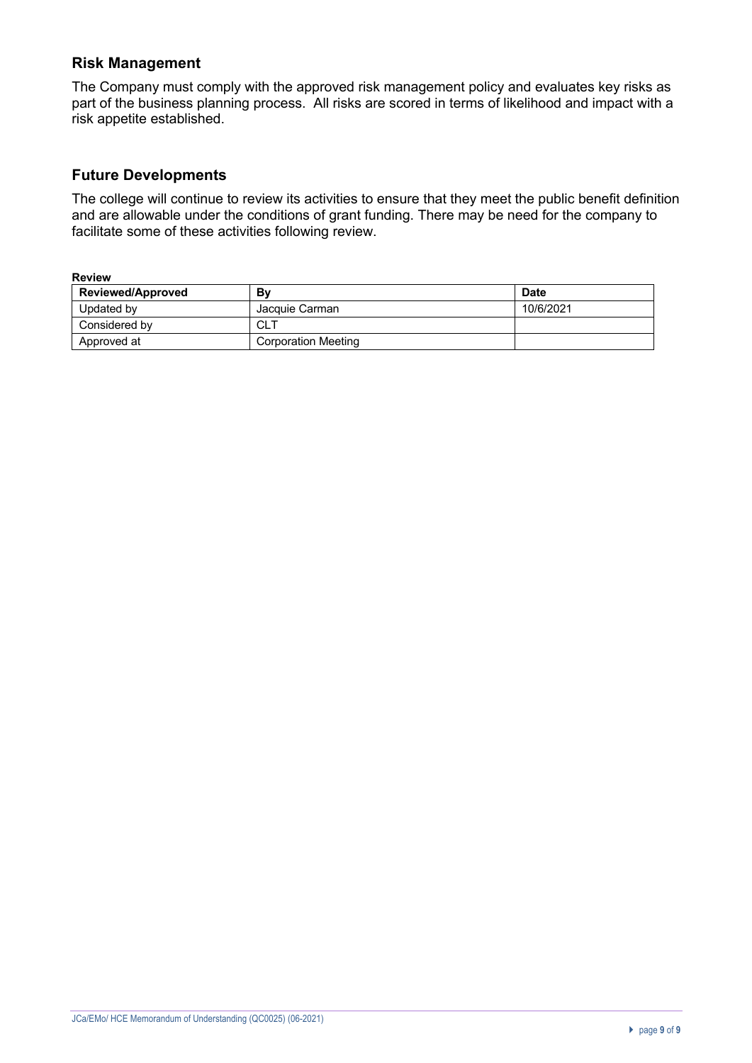## Risk Management

The Company must comply with the approved risk management policy and evaluates key risks as part of the business planning process. All risks are scored in terms of likelihood and impact with a risk appetite established.

## Future Developments

The college will continue to review its activities to ensure that they meet the public benefit definition and are allowable under the conditions of grant funding. There may be need for the company to facilitate some of these activities following review.

**Review**

| Reviewed/Approved | By | Date |
|---|---|---|
| Updated by | Jacquie Carman | 10/6/2021 |
| Considered by | CLT | |
| Approved at | Corporation Meeting | |